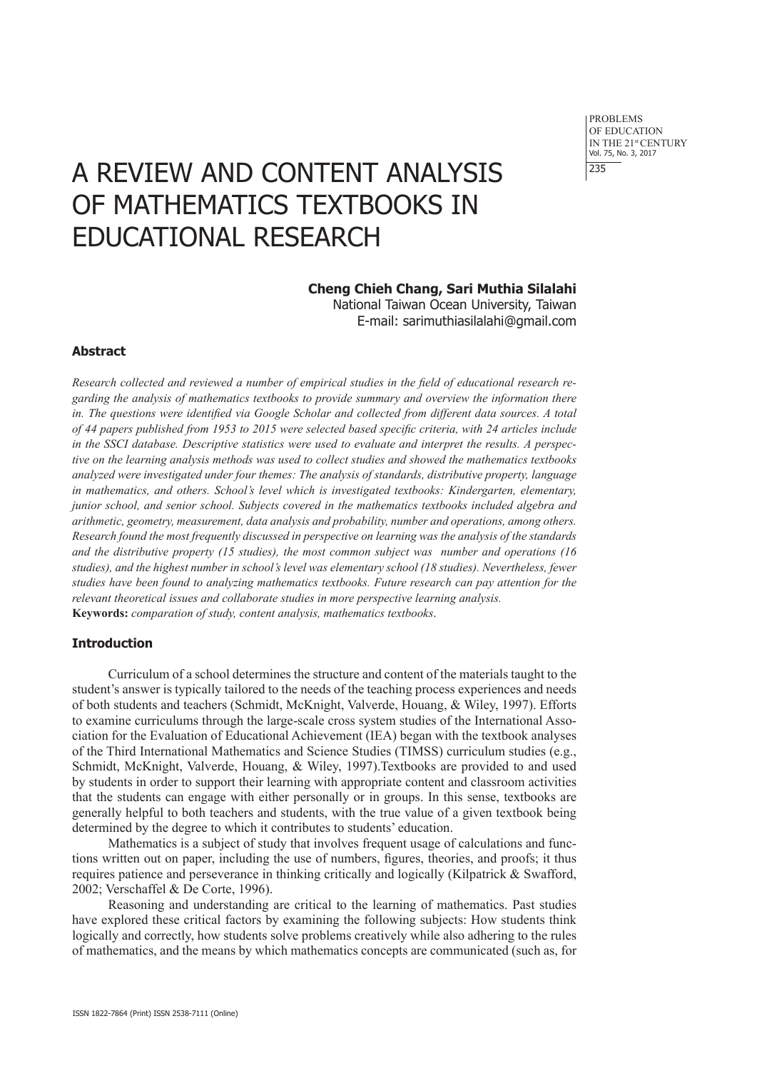# A REVIEW AND CONTENT ANALYSIS OF MATHEMATICS TEXTBOOKS IN EDUCATIONAL RESEARCH

**Cheng Chieh Chang, Sari Muthia Silalahi**
National Taiwan Ocean University, Taiwan
E-mail: sarimuthiasilalahi@gmail.com

### Abstract

*Research collected and reviewed a number of empirical studies in the field of educational research regarding the analysis of mathematics textbooks to provide summary and overview the information there in. The questions were identified via Google Scholar and collected from different data sources. A total of 44 papers published from 1953 to 2015 were selected based specific criteria, with 24 articles include in the SSCI database. Descriptive statistics were used to evaluate and interpret the results. A perspective on the learning analysis methods was used to collect studies and showed the mathematics textbooks analyzed were investigated under four themes: The analysis of standards, distributive property, language in mathematics, and others. School's level which is investigated textbooks: Kindergarten, elementary, junior school, and senior school. Subjects covered in the mathematics textbooks included algebra and arithmetic, geometry, measurement, data analysis and probability, number and operations, among others. Research found the most frequently discussed in perspective on learning was the analysis of the standards and the distributive property (15 studies), the most common subject was number and operations (16 studies), and the highest number in school's level was elementary school (18 studies). Nevertheless, fewer studies have been found to analyzing mathematics textbooks. Future research can pay attention for the relevant theoretical issues and collaborate studies in more perspective learning analysis.*

**Keywords:** *comparation of study, content analysis, mathematics textbooks*.

### Introduction

Curriculum of a school determines the structure and content of the materials taught to the student's answer is typically tailored to the needs of the teaching process experiences and needs of both students and teachers (Schmidt, McKnight, Valverde, Houang, & Wiley, 1997). Efforts to examine curriculums through the large-scale cross system studies of the International Association for the Evaluation of Educational Achievement (IEA) began with the textbook analyses of the Third International Mathematics and Science Studies (TIMSS) curriculum studies (e.g., Schmidt, McKnight, Valverde, Houang, & Wiley, 1997).Textbooks are provided to and used by students in order to support their learning with appropriate content and classroom activities that the students can engage with either personally or in groups. In this sense, textbooks are generally helpful to both teachers and students, with the true value of a given textbook being determined by the degree to which it contributes to students' education.

Mathematics is a subject of study that involves frequent usage of calculations and functions written out on paper, including the use of numbers, figures, theories, and proofs; it thus requires patience and perseverance in thinking critically and logically (Kilpatrick & Swafford, 2002; Verschaffel & De Corte, 1996).

Reasoning and understanding are critical to the learning of mathematics. Past studies have explored these critical factors by examining the following subjects: How students think logically and correctly, how students solve problems creatively while also adhering to the rules of mathematics, and the means by which mathematics concepts are communicated (such as, for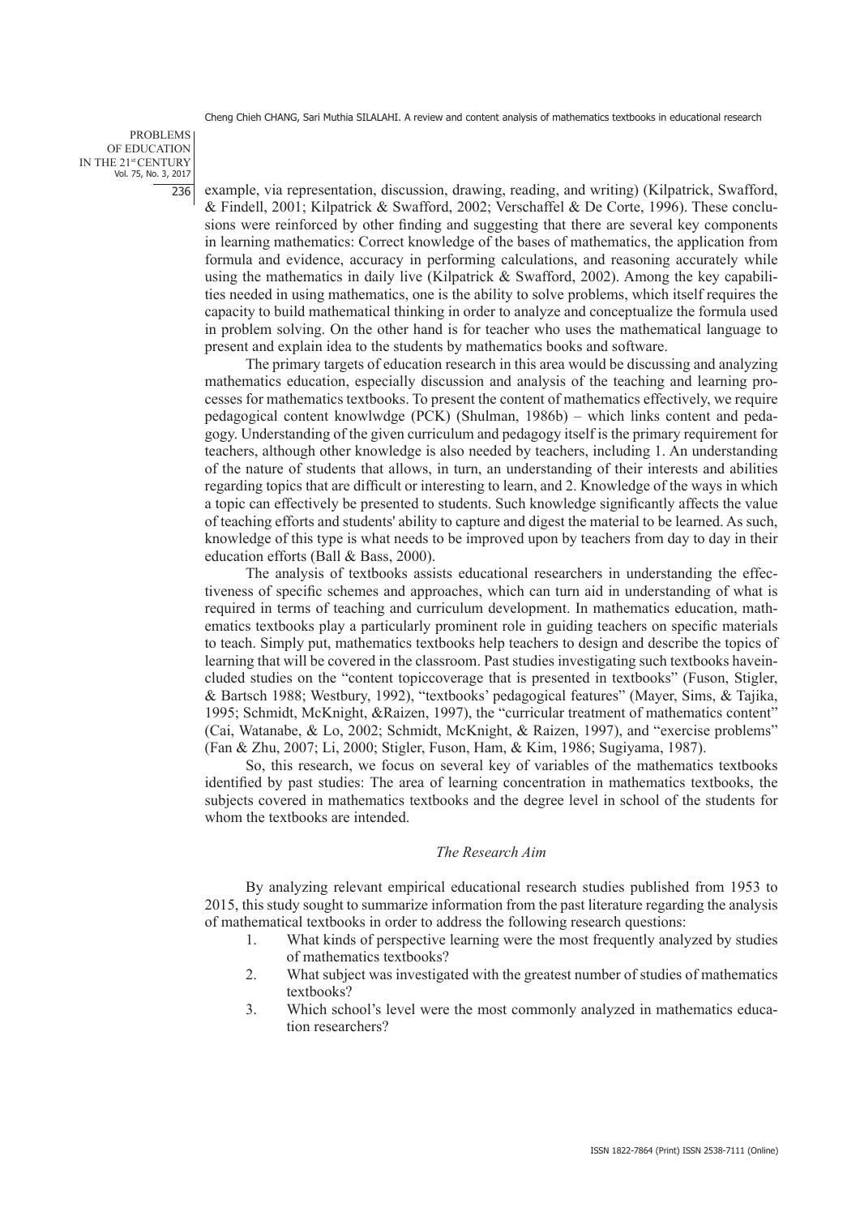example, via representation, discussion, drawing, reading, and writing) (Kilpatrick, Swafford, & Findell, 2001; Kilpatrick & Swafford, 2002; Verschaffel & De Corte, 1996). These conclusions were reinforced by other finding and suggesting that there are several key components in learning mathematics: Correct knowledge of the bases of mathematics, the application from formula and evidence, accuracy in performing calculations, and reasoning accurately while using the mathematics in daily live (Kilpatrick & Swafford, 2002). Among the key capabilities needed in using mathematics, one is the ability to solve problems, which itself requires the capacity to build mathematical thinking in order to analyze and conceptualize the formula used in problem solving. On the other hand is for teacher who uses the mathematical language to present and explain idea to the students by mathematics books and software.

The primary targets of education research in this area would be discussing and analyzing mathematics education, especially discussion and analysis of the teaching and learning processes for mathematics textbooks. To present the content of mathematics effectively, we require pedagogical content knowlwdge (PCK) (Shulman, 1986b) – which links content and pedagogy. Understanding of the given curriculum and pedagogy itself is the primary requirement for teachers, although other knowledge is also needed by teachers, including 1. An understanding of the nature of students that allows, in turn, an understanding of their interests and abilities regarding topics that are difficult or interesting to learn, and 2. Knowledge of the ways in which a topic can effectively be presented to students. Such knowledge significantly affects the value of teaching efforts and students' ability to capture and digest the material to be learned. As such, knowledge of this type is what needs to be improved upon by teachers from day to day in their education efforts (Ball & Bass, 2000).

The analysis of textbooks assists educational researchers in understanding the effectiveness of specific schemes and approaches, which can turn aid in understanding of what is required in terms of teaching and curriculum development. In mathematics education, mathematics textbooks play a particularly prominent role in guiding teachers on specific materials to teach. Simply put, mathematics textbooks help teachers to design and describe the topics of learning that will be covered in the classroom. Past studies investigating such textbooks haveincluded studies on the "content topiccoverage that is presented in textbooks" (Fuson, Stigler, & Bartsch 1988; Westbury, 1992), "textbooks' pedagogical features" (Mayer, Sims, & Tajika, 1995; Schmidt, McKnight, &Raizen, 1997), the "curricular treatment of mathematics content" (Cai, Watanabe, & Lo, 2002; Schmidt, McKnight, & Raizen, 1997), and "exercise problems" (Fan & Zhu, 2007; Li, 2000; Stigler, Fuson, Ham, & Kim, 1986; Sugiyama, 1987).

So, this research, we focus on several key of variables of the mathematics textbooks identified by past studies: The area of learning concentration in mathematics textbooks, the subjects covered in mathematics textbooks and the degree level in school of the students for whom the textbooks are intended.

### *The Research Aim*

By analyzing relevant empirical educational research studies published from 1953 to 2015, this study sought to summarize information from the past literature regarding the analysis of mathematical textbooks in order to address the following research questions:

1. What kinds of perspective learning were the most frequently analyzed by studies of mathematics textbooks?
2. What subject was investigated with the greatest number of studies of mathematics textbooks?
3. Which school's level were the most commonly analyzed in mathematics education researchers?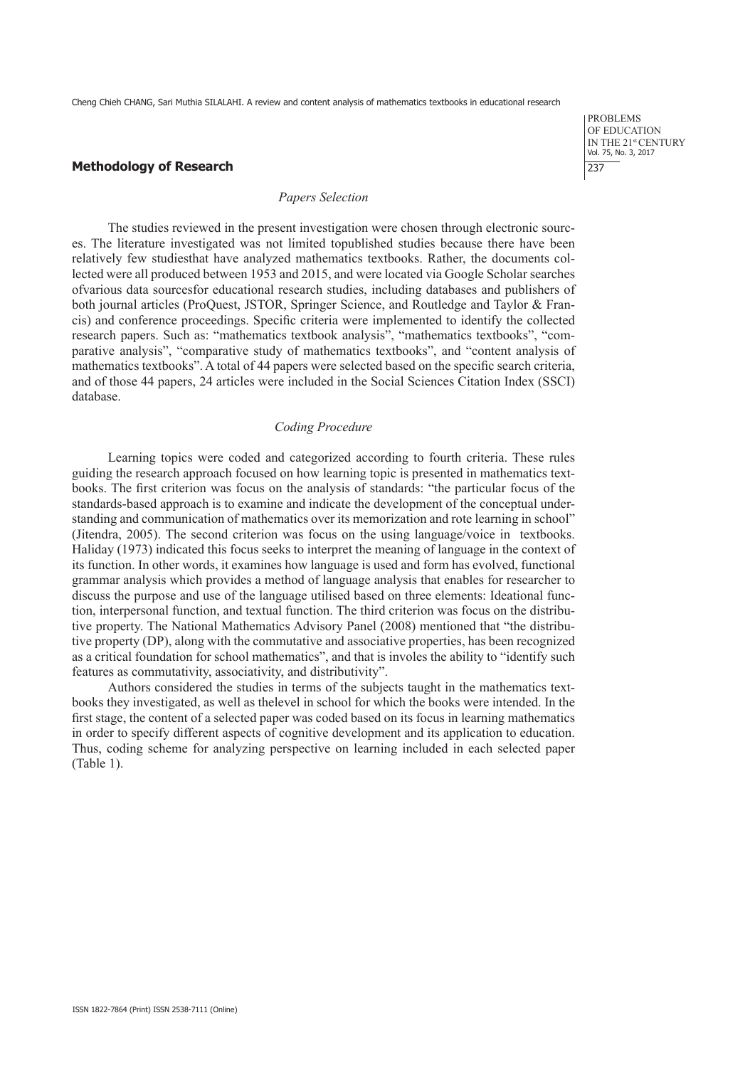## Methodology of Research

### *Papers Selection*

The studies reviewed in the present investigation were chosen through electronic sources. The literature investigated was not limited topublished studies because there have been relatively few studiesthat have analyzed mathematics textbooks. Rather, the documents collected were all produced between 1953 and 2015, and were located via Google Scholar searches ofvarious data sourcesfor educational research studies, including databases and publishers of both journal articles (ProQuest, JSTOR, Springer Science, and Routledge and Taylor & Francis) and conference proceedings. Specific criteria were implemented to identify the collected research papers. Such as: "mathematics textbook analysis", "mathematics textbooks", "comparative analysis", "comparative study of mathematics textbooks", and "content analysis of mathematics textbooks". A total of 44 papers were selected based on the specific search criteria, and of those 44 papers, 24 articles were included in the Social Sciences Citation Index (SSCI) database.

### *Coding Procedure*

Learning topics were coded and categorized according to fourth criteria. These rules guiding the research approach focused on how learning topic is presented in mathematics textbooks. The first criterion was focus on the analysis of standards: "the particular focus of the standards-based approach is to examine and indicate the development of the conceptual understanding and communication of mathematics over its memorization and rote learning in school" (Jitendra, 2005). The second criterion was focus on the using language/voice in textbooks. Haliday (1973) indicated this focus seeks to interpret the meaning of language in the context of its function. In other words, it examines how language is used and form has evolved, functional grammar analysis which provides a method of language analysis that enables for researcher to discuss the purpose and use of the language utilised based on three elements: Ideational function, interpersonal function, and textual function. The third criterion was focus on the distributive property. The National Mathematics Advisory Panel (2008) mentioned that "the distributive property (DP), along with the commutative and associative properties, has been recognized as a critical foundation for school mathematics", and that is involes the ability to "identify such features as commutativity, associativity, and distributivity".

Authors considered the studies in terms of the subjects taught in the mathematics textbooks they investigated, as well as thelevel in school for which the books were intended. In the first stage, the content of a selected paper was coded based on its focus in learning mathematics in order to specify different aspects of cognitive development and its application to education. Thus, coding scheme for analyzing perspective on learning included in each selected paper (Table 1).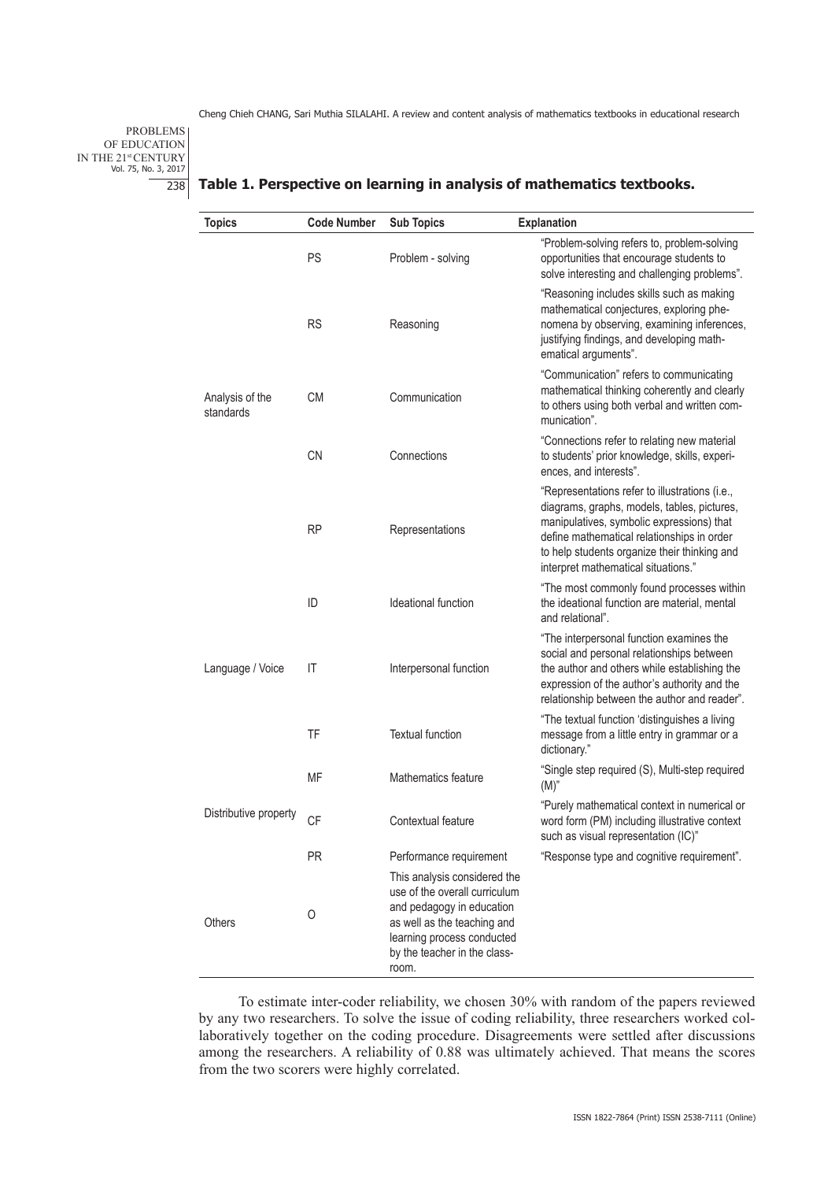**Table 1. Perspective on learning in analysis of mathematics textbooks.**

| Topics | Code Number | Sub Topics | Explanation |
|---|---|---|---|
| Analysis of the standards | PS | Problem - solving | "Problem-solving refers to, problem-solving opportunities that encourage students to solve interesting and challenging problems". |
| | RS | Reasoning | "Reasoning includes skills such as making mathematical conjectures, exploring phenomena by observing, examining inferences, justifying findings, and developing mathematical arguments". |
| | CM | Communication | "Communication" refers to communicating mathematical thinking coherently and clearly to others using both verbal and written communication". |
| | CN | Connections | "Connections refer to relating new material to students' prior knowledge, skills, experiences, and interests". |
| | RP | Representations | "Representations refer to illustrations (i.e., diagrams, graphs, models, tables, pictures, manipulatives, symbolic expressions) that define mathematical relationships in order to help students organize their thinking and interpret mathematical situations." |
| Language / Voice | ID | Ideational function | "The most commonly found processes within the ideational function are material, mental and relational". |
| | IT | Interpersonal function | "The interpersonal function examines the social and personal relationships between the author and others while establishing the expression of the author's authority and the relationship between the author and reader". |
| | TF | Textual function | "The textual function 'distinguishes a living message from a little entry in grammar or a dictionary." |
| Distributive property | MF | Mathematics feature | "Single step required (S), Multi-step required (M)" |
| | CF | Contextual feature | "Purely mathematical context in numerical or word form (PM) including illustrative context such as visual representation (IC)" |
| | PR | Performance requirement | "Response type and cognitive requirement". |
| Others | O | This analysis considered the use of the overall curriculum and pedagogy in education as well as the teaching and learning process conducted by the teacher in the classroom. | |

To estimate inter-coder reliability, we chosen 30% with random of the papers reviewed by any two researchers. To solve the issue of coding reliability, three researchers worked collaboratively together on the coding procedure. Disagreements were settled after discussions among the researchers. A reliability of 0.88 was ultimately achieved. That means the scores from the two scorers were highly correlated.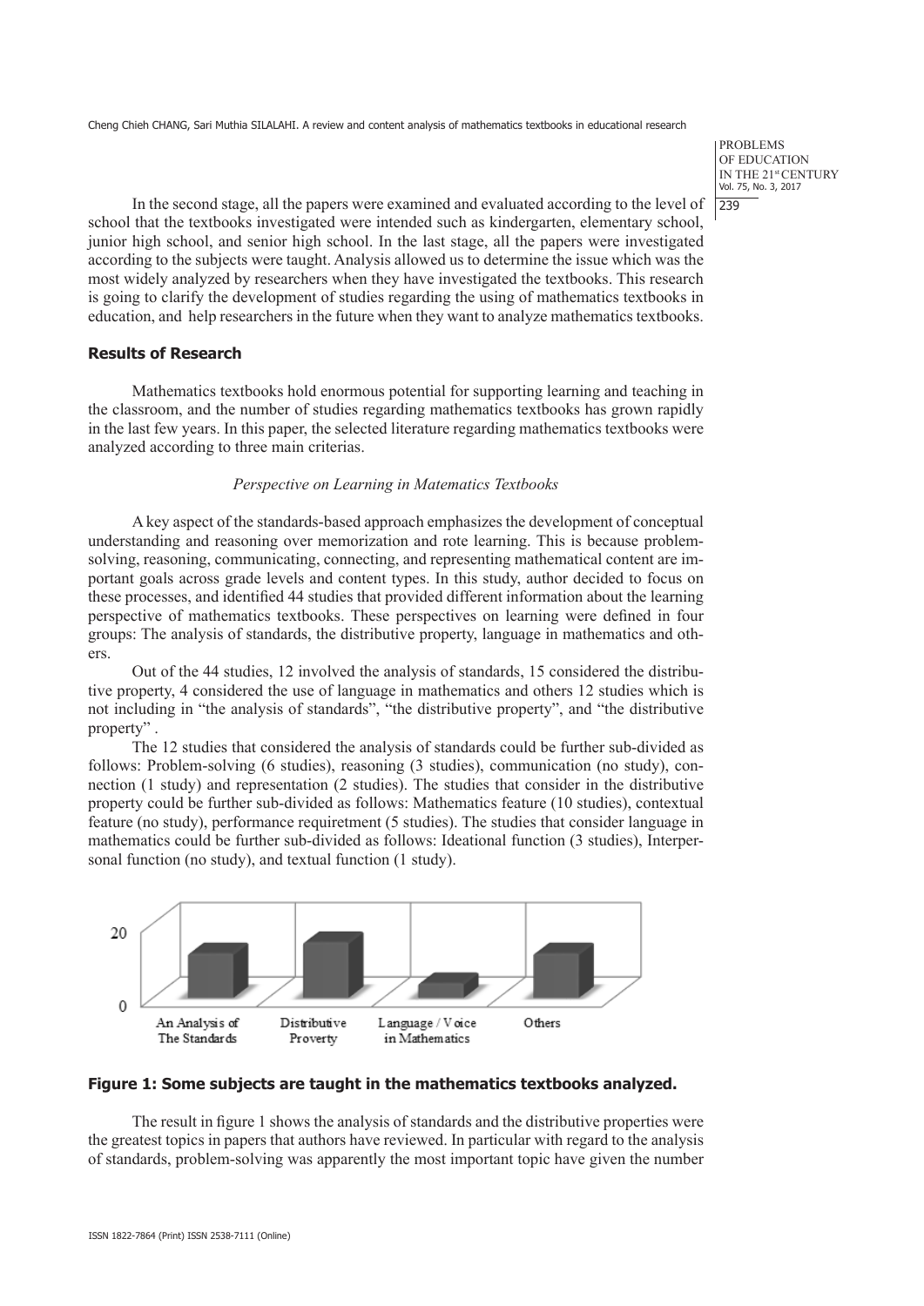In the second stage, all the papers were examined and evaluated according to the level of school that the textbooks investigated were intended such as kindergarten, elementary school, junior high school, and senior high school. In the last stage, all the papers were investigated according to the subjects were taught. Analysis allowed us to determine the issue which was the most widely analyzed by researchers when they have investigated the textbooks. This research is going to clarify the development of studies regarding the using of mathematics textbooks in education, and help researchers in the future when they want to analyze mathematics textbooks.

### Results of Research

Mathematics textbooks hold enormous potential for supporting learning and teaching in the classroom, and the number of studies regarding mathematics textbooks has grown rapidly in the last few years. In this paper, the selected literature regarding mathematics textbooks were analyzed according to three main criterias.

*Perspective on Learning in Matematics Textbooks*

A key aspect of the standards-based approach emphasizes the development of conceptual understanding and reasoning over memorization and rote learning. This is because problem-solving, reasoning, communicating, connecting, and representing mathematical content are important goals across grade levels and content types. In this study, author decided to focus on these processes, and identified 44 studies that provided different information about the learning perspective of mathematics textbooks. These perspectives on learning were defined in four groups: The analysis of standards, the distributive property, language in mathematics and others.

Out of the 44 studies, 12 involved the analysis of standards, 15 considered the distributive property, 4 considered the use of language in mathematics and others 12 studies which is not including in "the analysis of standards", "the distributive property", and "the distributive property" .

The 12 studies that considered the analysis of standards could be further sub-divided as follows: Problem-solving (6 studies), reasoning (3 studies), communication (no study), connection (1 study) and representation (2 studies). The studies that consider in the distributive property could be further sub-divided as follows: Mathematics feature (10 studies), contextual feature (no study), performance requiretment (5 studies). The studies that consider language in mathematics could be further sub-divided as follows: Ideational function (3 studies), Interpersonal function (no study), and textual function (1 study).

**Figure 1: Some subjects are taught in the mathematics textbooks analyzed.**

The result in figure 1 shows the analysis of standards and the distributive properties were the greatest topics in papers that authors have reviewed. In particular with regard to the analysis of standards, problem-solving was apparently the most important topic have given the number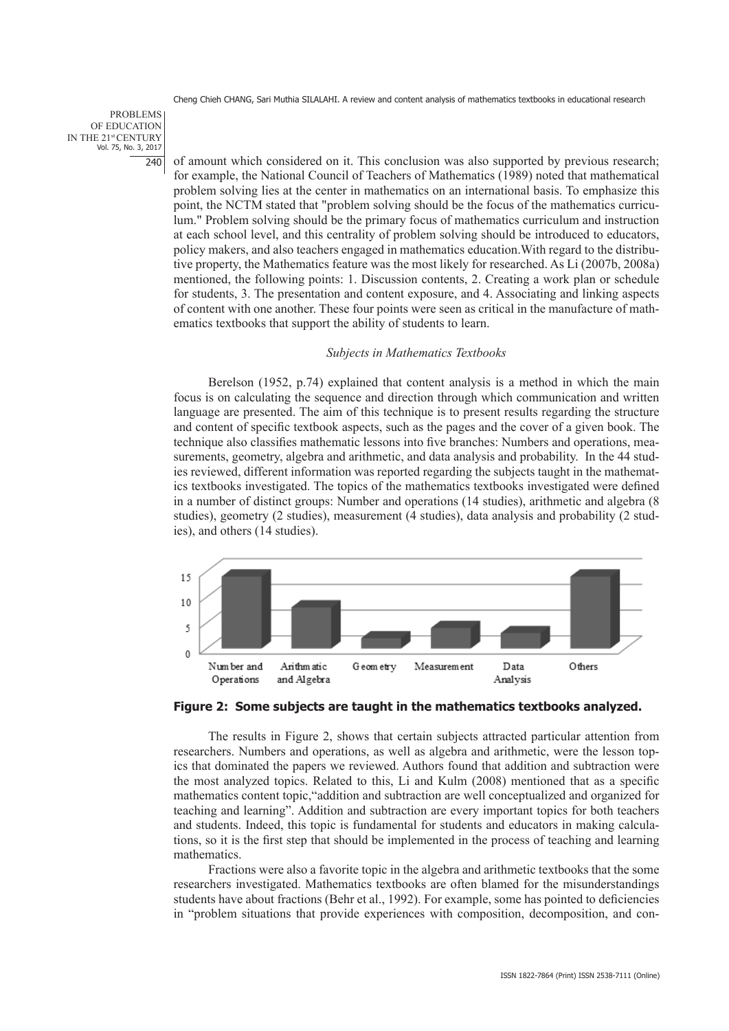of amount which considered on it. This conclusion was also supported by previous research; for example, the National Council of Teachers of Mathematics (1989) noted that mathematical problem solving lies at the center in mathematics on an international basis. To emphasize this point, the NCTM stated that "problem solving should be the focus of the mathematics curriculum." Problem solving should be the primary focus of mathematics curriculum and instruction at each school level, and this centrality of problem solving should be introduced to educators, policy makers, and also teachers engaged in mathematics education.With regard to the distributive property, the Mathematics feature was the most likely for researched. As Li (2007b, 2008a) mentioned, the following points: 1. Discussion contents, 2. Creating a work plan or schedule for students, 3. The presentation and content exposure, and 4. Associating and linking aspects of content with one another. These four points were seen as critical in the manufacture of mathematics textbooks that support the ability of students to learn.

### *Subjects in Mathematics Textbooks*

Berelson (1952, p.74) explained that content analysis is a method in which the main focus is on calculating the sequence and direction through which communication and written language are presented. The aim of this technique is to present results regarding the structure and content of specific textbook aspects, such as the pages and the cover of a given book. The technique also classifies mathematic lessons into five branches: Numbers and operations, measurements, geometry, algebra and arithmetic, and data analysis and probability. In the 44 studies reviewed, different information was reported regarding the subjects taught in the mathematics textbooks investigated. The topics of the mathematics textbooks investigated were defined in a number of distinct groups: Number and operations (14 studies), arithmetic and algebra (8 studies), geometry (2 studies), measurement (4 studies), data analysis and probability (2 studies), and others (14 studies).

**Figure 2: Some subjects are taught in the mathematics textbooks analyzed.**

The results in Figure 2, shows that certain subjects attracted particular attention from researchers. Numbers and operations, as well as algebra and arithmetic, were the lesson topics that dominated the papers we reviewed. Authors found that addition and subtraction were the most analyzed topics. Related to this, Li and Kulm (2008) mentioned that as a specific mathematics content topic,"addition and subtraction are well conceptualized and organized for teaching and learning". Addition and subtraction are every important topics for both teachers and students. Indeed, this topic is fundamental for students and educators in making calculations, so it is the first step that should be implemented in the process of teaching and learning mathematics.

Fractions were also a favorite topic in the algebra and arithmetic textbooks that the some researchers investigated. Mathematics textbooks are often blamed for the misunderstandings students have about fractions (Behr et al., 1992). For example, some has pointed to deficiencies in "problem situations that provide experiences with composition, decomposition, and con-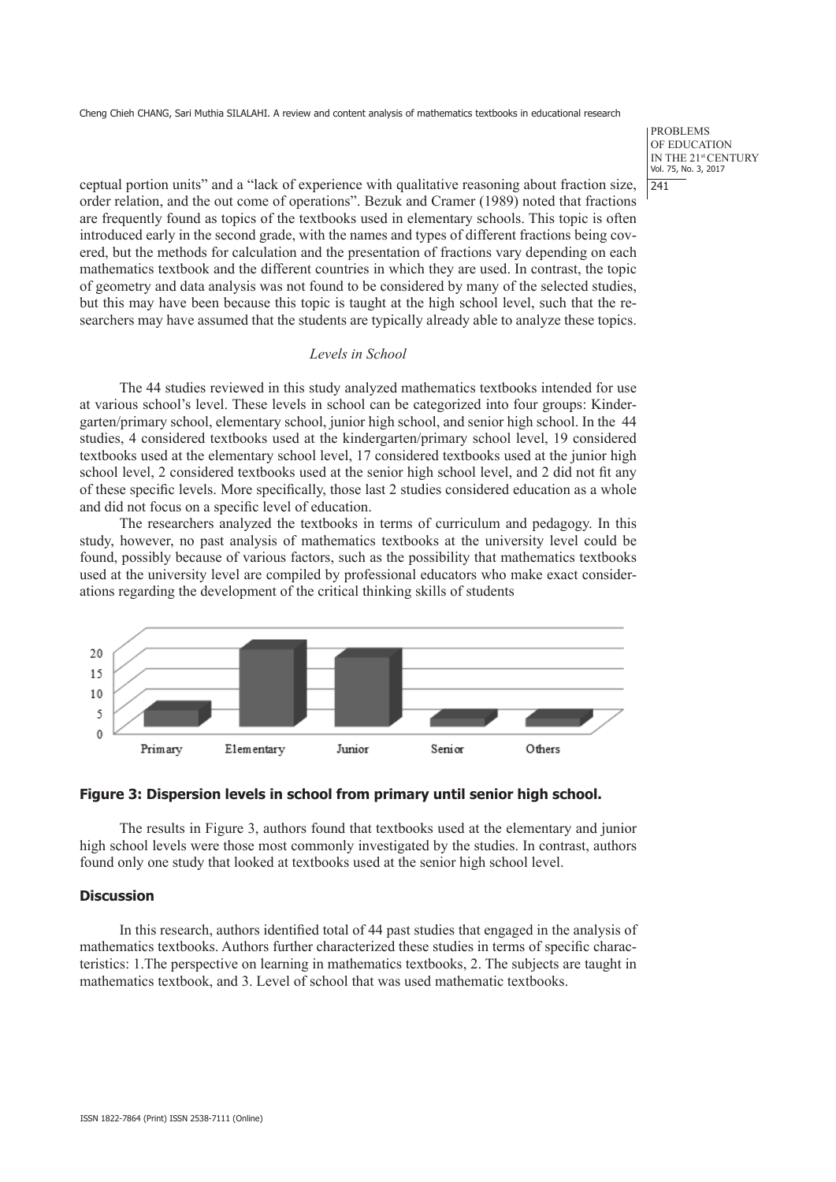ceptual portion units" and a "lack of experience with qualitative reasoning about fraction size, order relation, and the out come of operations". Bezuk and Cramer (1989) noted that fractions are frequently found as topics of the textbooks used in elementary schools. This topic is often introduced early in the second grade, with the names and types of different fractions being covered, but the methods for calculation and the presentation of fractions vary depending on each mathematics textbook and the different countries in which they are used. In contrast, the topic of geometry and data analysis was not found to be considered by many of the selected studies, but this may have been because this topic is taught at the high school level, such that the researchers may have assumed that the students are typically already able to analyze these topics.

### *Levels in School*

The 44 studies reviewed in this study analyzed mathematics textbooks intended for use at various school's level. These levels in school can be categorized into four groups: Kindergarten/primary school, elementary school, junior high school, and senior high school. In the 44 studies, 4 considered textbooks used at the kindergarten/primary school level, 19 considered textbooks used at the elementary school level, 17 considered textbooks used at the junior high school level, 2 considered textbooks used at the senior high school level, and 2 did not fit any of these specific levels. More specifically, those last 2 studies considered education as a whole and did not focus on a specific level of education.

The researchers analyzed the textbooks in terms of curriculum and pedagogy. In this study, however, no past analysis of mathematics textbooks at the university level could be found, possibly because of various factors, such as the possibility that mathematics textbooks used at the university level are compiled by professional educators who make exact considerations regarding the development of the critical thinking skills of students

**Figure 3: Dispersion levels in school from primary until senior high school.**

The results in Figure 3, authors found that textbooks used at the elementary and junior high school levels were those most commonly investigated by the studies. In contrast, authors found only one study that looked at textbooks used at the senior high school level.

## Discussion

In this research, authors identified total of 44 past studies that engaged in the analysis of mathematics textbooks. Authors further characterized these studies in terms of specific characteristics: 1.The perspective on learning in mathematics textbooks, 2. The subjects are taught in mathematics textbook, and 3. Level of school that was used mathematic textbooks.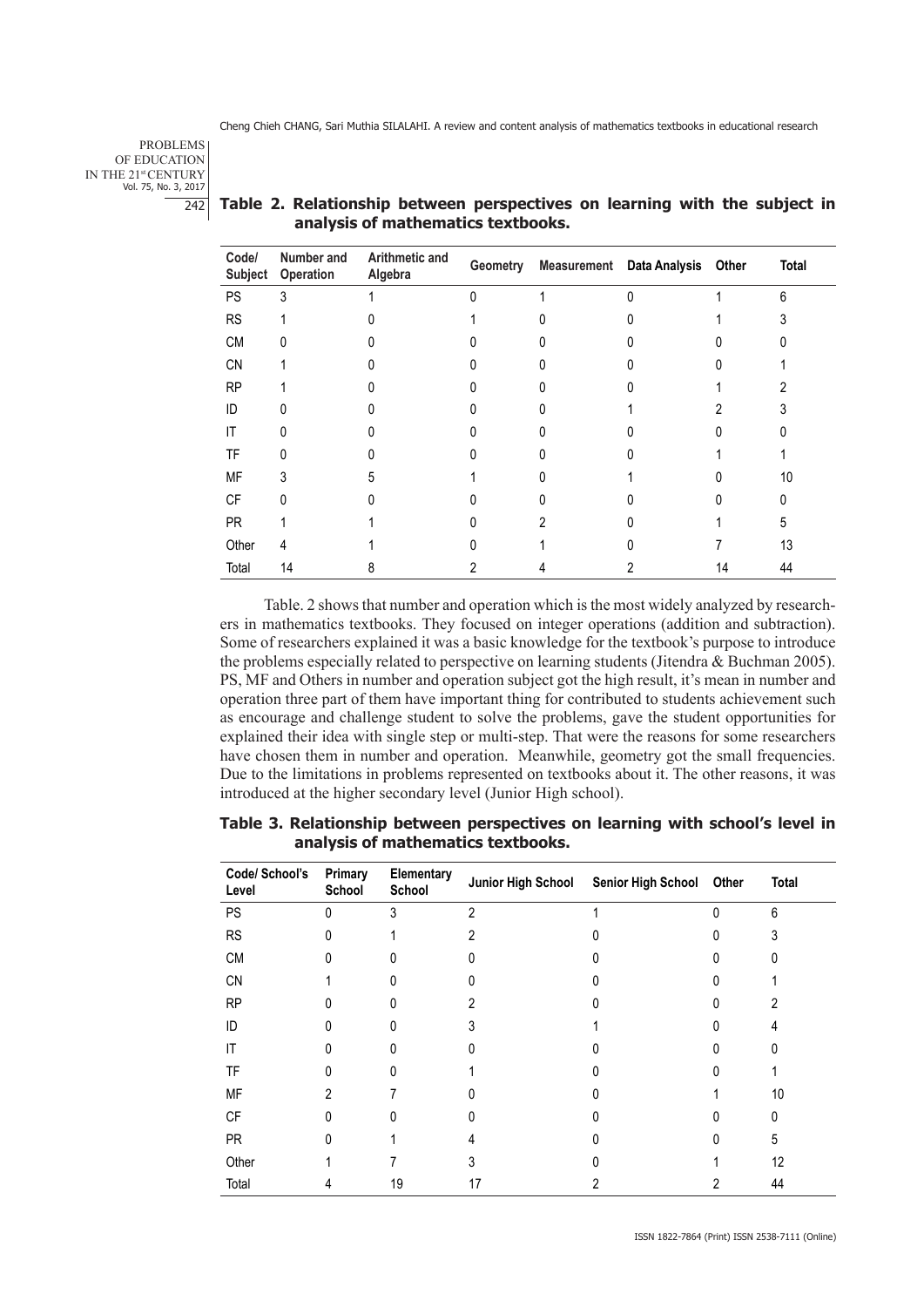**Table 2. Relationship between perspectives on learning with the subject in analysis of mathematics textbooks.**

| Code/ Subject | Number and Operation | Arithmetic and Algebra | Geometry | Measurement | Data Analysis | Other | Total |
|---|---|---|---|---|---|---|---|
| PS | 3 | 1 | 0 | 1 | 0 | 1 | 6 |
| RS | 1 | 0 | 1 | 0 | 0 | 1 | 3 |
| CM | 0 | 0 | 0 | 0 | 0 | 0 | 0 |
| CN | 1 | 0 | 0 | 0 | 0 | 0 | 1 |
| RP | 1 | 0 | 0 | 0 | 0 | 1 | 2 |
| ID | 0 | 0 | 0 | 0 | 1 | 2 | 3 |
| IT | 0 | 0 | 0 | 0 | 0 | 0 | 0 |
| TF | 0 | 0 | 0 | 0 | 0 | 1 | 1 |
| MF | 3 | 5 | 1 | 0 | 1 | 0 | 10 |
| CF | 0 | 0 | 0 | 0 | 0 | 0 | 0 |
| PR | 1 | 1 | 0 | 2 | 0 | 1 | 5 |
| Other | 4 | 1 | 0 | 1 | 0 | 7 | 13 |
| Total | 14 | 8 | 2 | 4 | 2 | 14 | 44 |

Table. 2 shows that number and operation which is the most widely analyzed by researchers in mathematics textbooks. They focused on integer operations (addition and subtraction). Some of researchers explained it was a basic knowledge for the textbook's purpose to introduce the problems especially related to perspective on learning students (Jitendra & Buchman 2005). PS, MF and Others in number and operation subject got the high result, it's mean in number and operation three part of them have important thing for contributed to students achievement such as encourage and challenge student to solve the problems, gave the student opportunities for explained their idea with single step or multi-step. That were the reasons for some researchers have chosen them in number and operation. Meanwhile, geometry got the small frequencies. Due to the limitations in problems represented on textbooks about it. The other reasons, it was introduced at the higher secondary level (Junior High school).

**Table 3. Relationship between perspectives on learning with school's level in analysis of mathematics textbooks.**

| Code/ School's Level | Primary School | Elementary School | Junior High School | Senior High School | Other | Total |
|---|---|---|---|---|---|---|
| PS | 0 | 3 | 2 | 1 | 0 | 6 |
| RS | 0 | 1 | 2 | 0 | 0 | 3 |
| CM | 0 | 0 | 0 | 0 | 0 | 0 |
| CN | 1 | 0 | 0 | 0 | 0 | 1 |
| RP | 0 | 0 | 2 | 0 | 0 | 2 |
| ID | 0 | 0 | 3 | 1 | 0 | 4 |
| IT | 0 | 0 | 0 | 0 | 0 | 0 |
| TF | 0 | 0 | 1 | 0 | 0 | 1 |
| MF | 2 | 7 | 0 | 0 | 1 | 10 |
| CF | 0 | 0 | 0 | 0 | 0 | 0 |
| PR | 0 | 1 | 4 | 0 | 0 | 5 |
| Other | 1 | 7 | 3 | 0 | 1 | 12 |
| Total | 4 | 19 | 17 | 2 | 2 | 44 |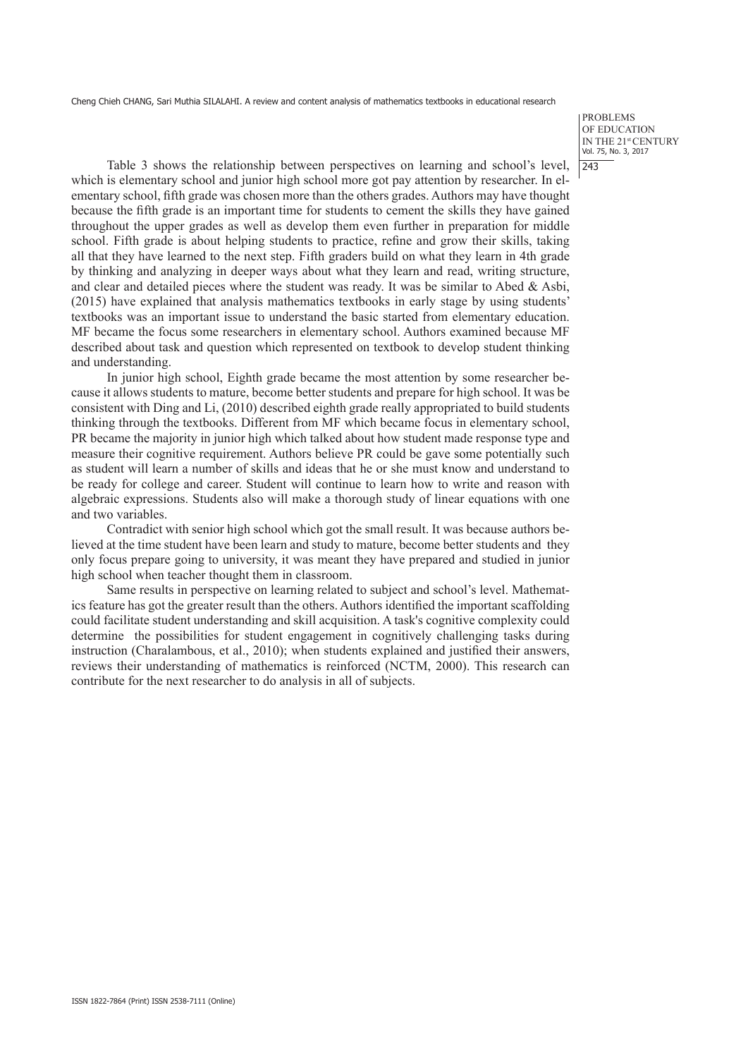Table 3 shows the relationship between perspectives on learning and school's level, which is elementary school and junior high school more got pay attention by researcher. In elementary school, fifth grade was chosen more than the others grades. Authors may have thought because the fifth grade is an important time for students to cement the skills they have gained throughout the upper grades as well as develop them even further in preparation for middle school. Fifth grade is about helping students to practice, refine and grow their skills, taking all that they have learned to the next step. Fifth graders build on what they learn in 4th grade by thinking and analyzing in deeper ways about what they learn and read, writing structure, and clear and detailed pieces where the student was ready. It was be similar to Abed & Asbi, (2015) have explained that analysis mathematics textbooks in early stage by using students' textbooks was an important issue to understand the basic started from elementary education. MF became the focus some researchers in elementary school. Authors examined because MF described about task and question which represented on textbook to develop student thinking and understanding.

In junior high school, Eighth grade became the most attention by some researcher because it allows students to mature, become better students and prepare for high school. It was be consistent with Ding and Li, (2010) described eighth grade really appropriated to build students thinking through the textbooks. Different from MF which became focus in elementary school, PR became the majority in junior high which talked about how student made response type and measure their cognitive requirement. Authors believe PR could be gave some potentially such as student will learn a number of skills and ideas that he or she must know and understand to be ready for college and career. Student will continue to learn how to write and reason with algebraic expressions. Students also will make a thorough study of linear equations with one and two variables.

Contradict with senior high school which got the small result. It was because authors believed at the time student have been learn and study to mature, become better students and they only focus prepare going to university, it was meant they have prepared and studied in junior high school when teacher thought them in classroom.

Same results in perspective on learning related to subject and school's level. Mathematics feature has got the greater result than the others. Authors identified the important scaffolding could facilitate student understanding and skill acquisition. A task's cognitive complexity could determine the possibilities for student engagement in cognitively challenging tasks during instruction (Charalambous, et al., 2010); when students explained and justified their answers, reviews their understanding of mathematics is reinforced (NCTM, 2000). This research can contribute for the next researcher to do analysis in all of subjects.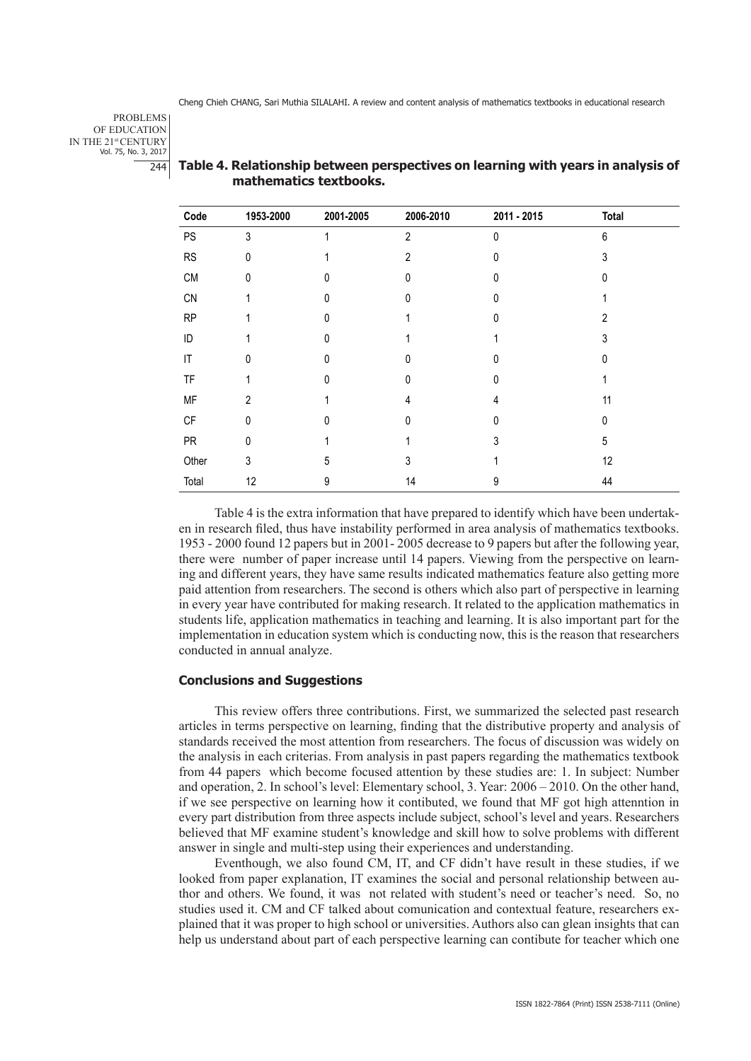**Table 4. Relationship between perspectives on learning with years in analysis of mathematics textbooks.**

| Code | 1953-2000 | 2001-2005 | 2006-2010 | 2011 - 2015 | Total |
|---|---|---|---|---|---|
| PS | 3 | 1 | 2 | 0 | 6 |
| RS | 0 | 1 | 2 | 0 | 3 |
| CM | 0 | 0 | 0 | 0 | 0 |
| CN | 1 | 0 | 0 | 0 | 1 |
| RP | 1 | 0 | 1 | 0 | 2 |
| ID | 1 | 0 | 1 | 1 | 3 |
| IT | 0 | 0 | 0 | 0 | 0 |
| TF | 1 | 0 | 0 | 0 | 1 |
| MF | 2 | 1 | 4 | 4 | 11 |
| CF | 0 | 0 | 0 | 0 | 0 |
| PR | 0 | 1 | 1 | 3 | 5 |
| Other | 3 | 5 | 3 | 1 | 12 |
| Total | 12 | 9 | 14 | 9 | 44 |

Table 4 is the extra information that have prepared to identify which have been undertaken in research filed, thus have instability performed in area analysis of mathematics textbooks. 1953 - 2000 found 12 papers but in 2001- 2005 decrease to 9 papers but after the following year, there were number of paper increase until 14 papers. Viewing from the perspective on learning and different years, they have same results indicated mathematics feature also getting more paid attention from researchers. The second is others which also part of perspective in learning in every year have contributed for making research. It related to the application mathematics in students life, application mathematics in teaching and learning. It is also important part for the implementation in education system which is conducting now, this is the reason that researchers conducted in annual analyze.

### Conclusions and Suggestions

This review offers three contributions. First, we summarized the selected past research articles in terms perspective on learning, finding that the distributive property and analysis of standards received the most attention from researchers. The focus of discussion was widely on the analysis in each criterias. From analysis in past papers regarding the mathematics textbook from 44 papers which become focused attention by these studies are: 1. In subject: Number and operation, 2. In school's level: Elementary school, 3. Year: 2006 – 2010. On the other hand, if we see perspective on learning how it contibuted, we found that MF got high attenntion in every part distribution from three aspects include subject, school's level and years. Researchers believed that MF examine student's knowledge and skill how to solve problems with different answer in single and multi-step using their experiences and understanding.

Eventhough, we also found CM, IT, and CF didn't have result in these studies, if we looked from paper explanation, IT examines the social and personal relationship between author and others. We found, it was not related with student's need or teacher's need. So, no studies used it. CM and CF talked about comunication and contextual feature, researchers explained that it was proper to high school or universities. Authors also can glean insights that can help us understand about part of each perspective learning can contibute for teacher which one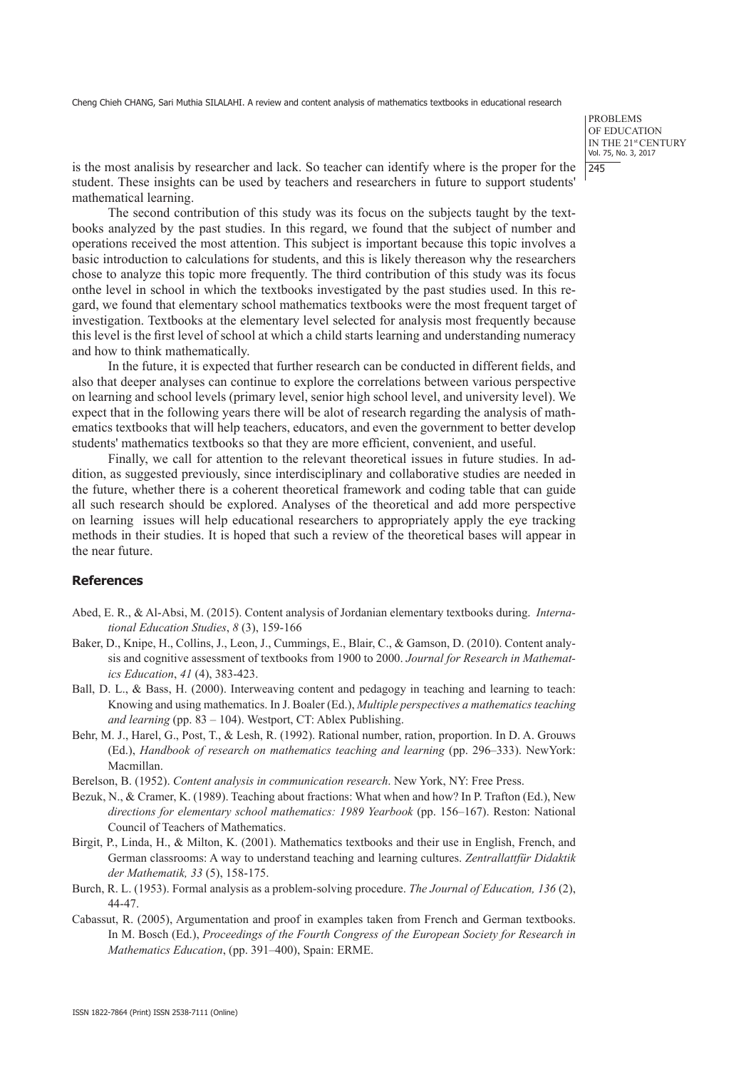is the most analisis by researcher and lack. So teacher can identify where is the proper for the student. These insights can be used by teachers and researchers in future to support students' mathematical learning.

The second contribution of this study was its focus on the subjects taught by the textbooks analyzed by the past studies. In this regard, we found that the subject of number and operations received the most attention. This subject is important because this topic involves a basic introduction to calculations for students, and this is likely thereason why the researchers chose to analyze this topic more frequently. The third contribution of this study was its focus onthe level in school in which the textbooks investigated by the past studies used. In this regard, we found that elementary school mathematics textbooks were the most frequent target of investigation. Textbooks at the elementary level selected for analysis most frequently because this level is the first level of school at which a child starts learning and understanding numeracy and how to think mathematically.

In the future, it is expected that further research can be conducted in different fields, and also that deeper analyses can continue to explore the correlations between various perspective on learning and school levels (primary level, senior high school level, and university level). We expect that in the following years there will be alot of research regarding the analysis of mathematics textbooks that will help teachers, educators, and even the government to better develop students' mathematics textbooks so that they are more efficient, convenient, and useful.

Finally, we call for attention to the relevant theoretical issues in future studies. In addition, as suggested previously, since interdisciplinary and collaborative studies are needed in the future, whether there is a coherent theoretical framework and coding table that can guide all such research should be explored. Analyses of the theoretical and add more perspective on learning issues will help educational researchers to appropriately apply the eye tracking methods in their studies. It is hoped that such a review of the theoretical bases will appear in the near future.

## References

Abed, E. R., & Al-Absi, M. (2015). Content analysis of Jordanian elementary textbooks during. *International Education Studies*, *8* (3), 159-166

Baker, D., Knipe, H., Collins, J., Leon, J., Cummings, E., Blair, C., & Gamson, D. (2010). Content analysis and cognitive assessment of textbooks from 1900 to 2000. *Journal for Research in Mathematics Education*, *41* (4), 383-423.

Ball, D. L., & Bass, H. (2000). Interweaving content and pedagogy in teaching and learning to teach: Knowing and using mathematics. In J. Boaler (Ed.), *Multiple perspectives a mathematics teaching and learning* (pp. 83 – 104). Westport, CT: Ablex Publishing.

Behr, M. J., Harel, G., Post, T., & Lesh, R. (1992). Rational number, ration, proportion. In D. A. Grouws (Ed.), *Handbook of research on mathematics teaching and learning* (pp. 296–333). NewYork: Macmillan.

Berelson, B. (1952). *Content analysis in communication research*. New York, NY: Free Press.

Bezuk, N., & Cramer, K. (1989). Teaching about fractions: What when and how? In P. Trafton (Ed.), New *directions for elementary school mathematics: 1989 Yearbook* (pp. 156–167). Reston: National Council of Teachers of Mathematics.

Birgit, P., Linda, H., & Milton, K. (2001). Mathematics textbooks and their use in English, French, and German classrooms: A way to understand teaching and learning cultures. *Zentrallattfür Didaktik der Mathematik, 33* (5), 158-175.

Burch, R. L. (1953). Formal analysis as a problem-solving procedure. *The Journal of Education, 136* (2), 44-47.

Cabassut, R. (2005), Argumentation and proof in examples taken from French and German textbooks. In M. Bosch (Ed.), *Proceedings of the Fourth Congress of the European Society for Research in Mathematics Education*, (pp. 391–400), Spain: ERME.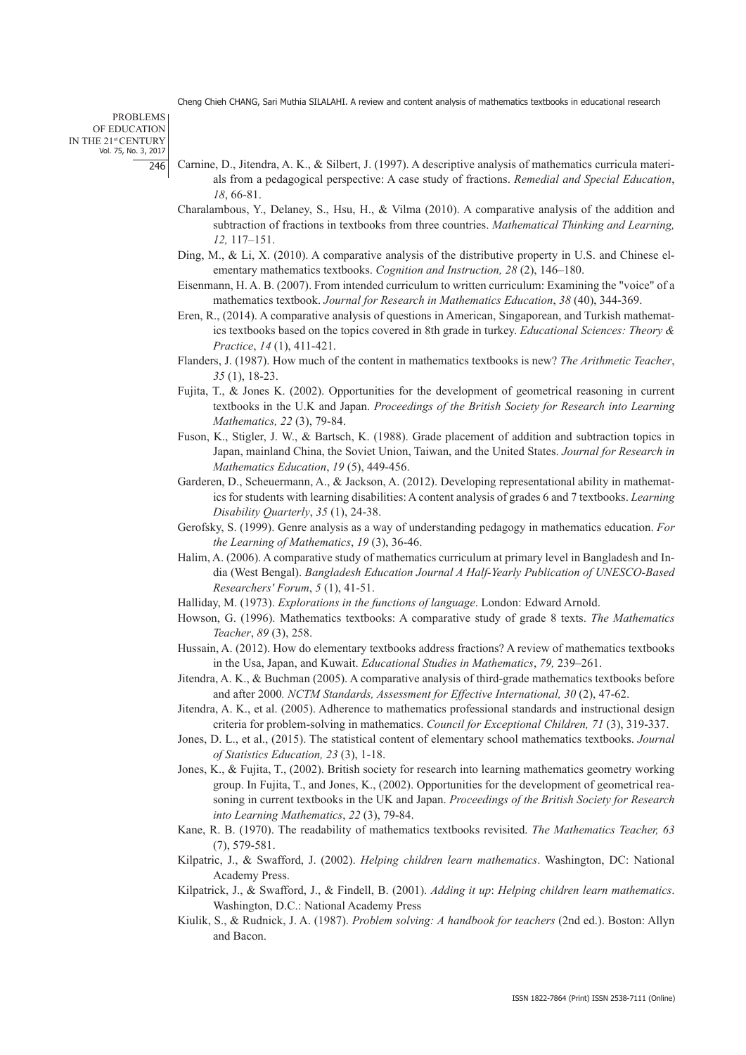Carnine, D., Jitendra, A. K., & Silbert, J. (1997). A descriptive analysis of mathematics curricula materials from a pedagogical perspective: A case study of fractions. *Remedial and Special Education*, *18*, 66-81.

Charalambous, Y., Delaney, S., Hsu, H., & Vilma (2010). A comparative analysis of the addition and subtraction of fractions in textbooks from three countries. *Mathematical Thinking and Learning, 12,* 117–151.

Ding, M., & Li, X. (2010). A comparative analysis of the distributive property in U.S. and Chinese elementary mathematics textbooks. *Cognition and Instruction, 28* (2), 146–180.

Eisenmann, H. A. B. (2007). From intended curriculum to written curriculum: Examining the "voice" of a mathematics textbook. *Journal for Research in Mathematics Education*, *38* (40), 344-369.

Eren, R., (2014). A comparative analysis of questions in American, Singaporean, and Turkish mathematics textbooks based on the topics covered in 8th grade in turkey. *Educational Sciences: Theory & Practice*, *14* (1), 411-421.

Flanders, J. (1987). How much of the content in mathematics textbooks is new? *The Arithmetic Teacher*, *35* (1), 18-23.

Fujita, T., & Jones K. (2002). Opportunities for the development of geometrical reasoning in current textbooks in the U.K and Japan. *Proceedings of the British Society for Research into Learning Mathematics, 22* (3), 79-84.

Fuson, K., Stigler, J. W., & Bartsch, K. (1988). Grade placement of addition and subtraction topics in Japan, mainland China, the Soviet Union, Taiwan, and the United States. *Journal for Research in Mathematics Education*, *19* (5), 449-456.

Garderen, D., Scheuermann, A., & Jackson, A. (2012). Developing representational ability in mathematics for students with learning disabilities: A content analysis of grades 6 and 7 textbooks. *Learning Disability Quarterly*, *35* (1), 24-38.

Gerofsky, S. (1999). Genre analysis as a way of understanding pedagogy in mathematics education. *For the Learning of Mathematics*, *19* (3), 36-46.

Halim, A. (2006). A comparative study of mathematics curriculum at primary level in Bangladesh and India (West Bengal). *Bangladesh Education Journal A Half-Yearly Publication of UNESCO-Based Researchers' Forum*, *5* (1), 41-51.

Halliday, M. (1973). *Explorations in the functions of language*. London: Edward Arnold.

Howson, G. (1996). Mathematics textbooks: A comparative study of grade 8 texts. *The Mathematics Teacher*, *89* (3), 258.

Hussain, A. (2012). How do elementary textbooks address fractions? A review of mathematics textbooks in the Usa, Japan, and Kuwait. *Educational Studies in Mathematics*, *79,* 239–261.

Jitendra, A. K., & Buchman (2005). A comparative analysis of third-grade mathematics textbooks before and after 2000*. NCTM Standards, Assessment for Effective International, 30* (2), 47-62.

Jitendra, A. K., et al. (2005). Adherence to mathematics professional standards and instructional design criteria for problem-solving in mathematics. *Council for Exceptional Children, 71* (3), 319-337.

Jones, D. L., et al., (2015). The statistical content of elementary school mathematics textbooks. *Journal of Statistics Education, 23* (3), 1-18.

Jones, K., & Fujita, T., (2002). British society for research into learning mathematics geometry working group. In Fujita, T., and Jones, K., (2002). Opportunities for the development of geometrical reasoning in current textbooks in the UK and Japan. *Proceedings of the British Society for Research into Learning Mathematics*, *22* (3), 79-84.

Kane, R. B. (1970). The readability of mathematics textbooks revisited. *The Mathematics Teacher, 63* (7), 579-581.

Kilpatric, J., & Swafford, J. (2002). *Helping children learn mathematics*. Washington, DC: National Academy Press.

Kilpatrick, J., & Swafford, J., & Findell, B. (2001). *Adding it up*: *Helping children learn mathematics*. Washington, D.C.: National Academy Press

Kiulik, S., & Rudnick, J. A. (1987). *Problem solving: A handbook for teachers* (2nd ed.). Boston: Allyn and Bacon.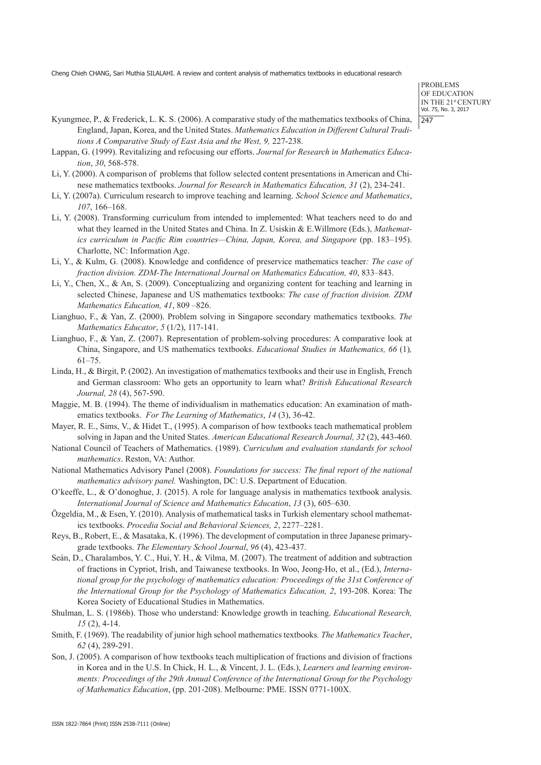Kyungmee, P., & Frederick, L. K. S. (2006). A comparative study of the mathematics textbooks of China, England, Japan, Korea, and the United States. *Mathematics Education in Different Cultural Traditions A Comparative Study of East Asia and the West, 9,* 227-238.

Lappan, G. (1999). Revitalizing and refocusing our efforts. *Journal for Research in Mathematics Education*, *30*, 568-578.

Li, Y. (2000). A comparison of problems that follow selected content presentations in American and Chinese mathematics textbooks. *Journal for Research in Mathematics Education, 31* (2), 234-241.

Li, Y. (2007a). Curriculum research to improve teaching and learning. *School Science and Mathematics*, *107*, 166–168.

Li, Y. (2008). Transforming curriculum from intended to implemented: What teachers need to do and what they learned in the United States and China. In Z. Usiskin & E.Willmore (Eds.), *Mathematics curriculum in Pacific Rim countries—China, Japan, Korea, and Singapore* (pp. 183–195). Charlotte, NC: Information Age.

Li, Y., & Kulm, G. (2008). Knowledge and confidence of preservice mathematics teacher*: The case of fraction division. ZDM-The International Journal on Mathematics Education, 40*, 833–843.

Li, Y., Chen, X., & An, S. (2009). Conceptualizing and organizing content for teaching and learning in selected Chinese, Japanese and US mathematics textbooks: *The case of fraction division. ZDM Mathematics Education, 41*, 809 –826.

Lianghuo, F., & Yan, Z. (2000). Problem solving in Singapore secondary mathematics textbooks. *The Mathematics Educator*, *5* (1/2), 117-141.

Lianghuo, F., & Yan, Z. (2007). Representation of problem-solving procedures: A comparative look at China, Singapore, and US mathematics textbooks. *Educational Studies in Mathematics, 66* (1)*,* 61–75.

Linda, H., & Birgit, P. (2002). An investigation of mathematics textbooks and their use in English, French and German classroom: Who gets an opportunity to learn what? *British Educational Research Journal, 28* (4), 567-590.

Maggie, M. B. (1994). The theme of individualism in mathematics education: An examination of mathematics textbooks. *For The Learning of Mathematics*, *14* (3), 36-42.

Mayer, R. E., Sims, V., & Hidet T., (1995). A comparison of how textbooks teach mathematical problem solving in Japan and the United States. *American Educational Research Journal, 32* (2), 443-460.

National Council of Teachers of Mathematics. (1989). *Curriculum and evaluation standards for school mathematics*. Reston, VA: Author.

National Mathematics Advisory Panel (2008). *Foundations for success: The final report of the national mathematics advisory panel.* Washington, DC: U.S. Department of Education.

O'keeffe, L., & O'donoghue, J. (2015). A role for language analysis in mathematics textbook analysis. *International Journal of Science and Mathematics Education*, *13* (3), 605–630.

Özgeldia, M., & Esen, Y. (2010). Analysis of mathematical tasks in Turkish elementary school mathematics textbooks. *Procedia Social and Behavioral Sciences, 2*, 2277–2281.

Reys, B., Robert, E., & Masataka, K. (1996). The development of computation in three Japanese primary-grade textbooks. *The Elementary School Journal*, *96* (4), 423-437.

Seán, D., Charalambos, Y. C., Hui, Y. H., & Vilma, M. (2007). The treatment of addition and subtraction of fractions in Cypriot, Irish, and Taiwanese textbooks. In Woo, Jeong-Ho, et al., (Ed.), *International group for the psychology of mathematics education: Proceedings of the 31st Conference of the International Group for the Psychology of Mathematics Education, 2*, 193-208. Korea: The Korea Society of Educational Studies in Mathematics.

Shulman, L. S. (1986b). Those who understand: Knowledge growth in teaching. *Educational Research, 15* (2), 4-14.

Smith, F. (1969). The readability of junior high school mathematics textbooks*. The Mathematics Teacher*, *62* (4), 289-291.

Son, J. (2005). A comparison of how textbooks teach multiplication of fractions and division of fractions in Korea and in the U.S. In Chick, H. L., & Vincent, J. L. (Eds.), *Learners and learning environments: Proceedings of the 29th Annual Conference of the International Group for the Psychology of Mathematics Education*, (pp. 201-208). Melbourne: PME. ISSN 0771-100X.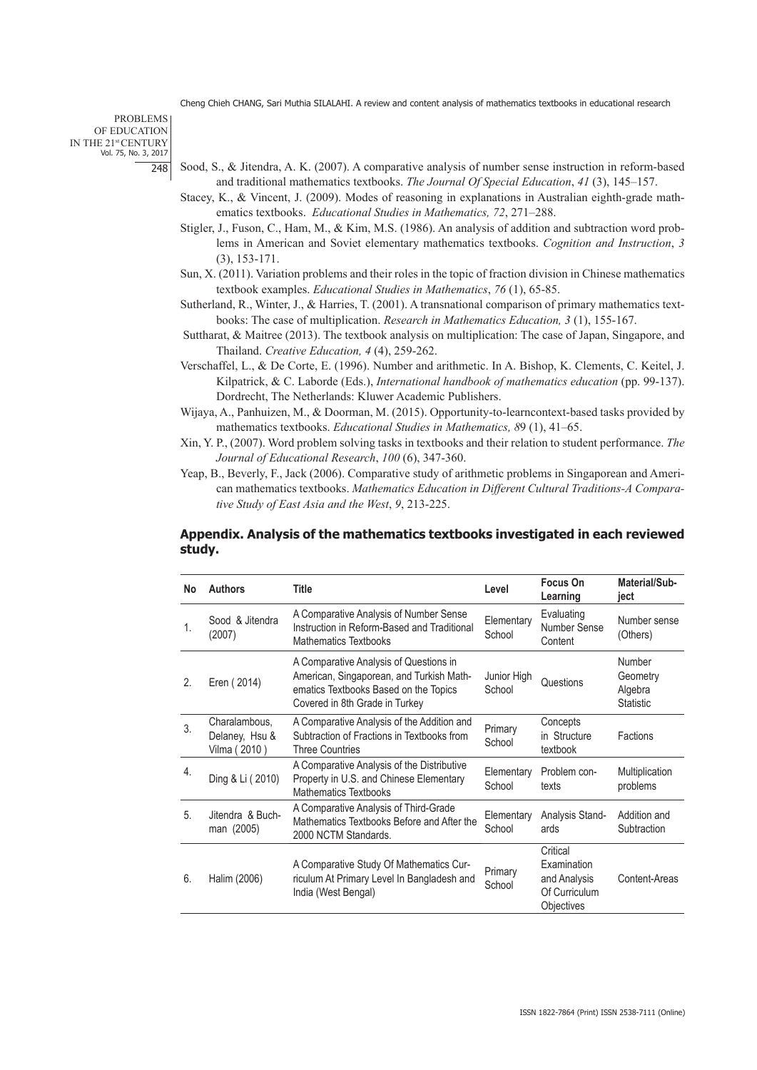Sood, S., & Jitendra, A. K. (2007). A comparative analysis of number sense instruction in reform-based and traditional mathematics textbooks. *The Journal Of Special Education*, *41* (3), 145–157.

Stacey, K., & Vincent, J. (2009). Modes of reasoning in explanations in Australian eighth-grade mathematics textbooks. *Educational Studies in Mathematics, 72*, 271–288.

Stigler, J., Fuson, C., Ham, M., & Kim, M.S. (1986). An analysis of addition and subtraction word problems in American and Soviet elementary mathematics textbooks. *Cognition and Instruction*, *3* (3), 153-171.

Sun, X. (2011). Variation problems and their roles in the topic of fraction division in Chinese mathematics textbook examples. *Educational Studies in Mathematics*, *76* (1), 65-85.

Sutherland, R., Winter, J., & Harries, T. (2001). A transnational comparison of primary mathematics textbooks: The case of multiplication. *Research in Mathematics Education, 3* (1), 155-167.

Suttharat, & Maitree (2013). The textbook analysis on multiplication: The case of Japan, Singapore, and Thailand. *Creative Education, 4* (4), 259-262.

Verschaffel, L., & De Corte, E. (1996). Number and arithmetic. In A. Bishop, K. Clements, C. Keitel, J. Kilpatrick, & C. Laborde (Eds.), *International handbook of mathematics education* (pp. 99-137). Dordrecht, The Netherlands: Kluwer Academic Publishers.

Wijaya, A., Panhuizen, M., & Doorman, M. (2015). Opportunity-to-learncontext-based tasks provided by mathematics textbooks. *Educational Studies in Mathematics, 8*9 (1), 41–65.

Xin, Y. P., (2007). Word problem solving tasks in textbooks and their relation to student performance. *The Journal of Educational Research*, *100* (6), 347-360.

Yeap, B., Beverly, F., Jack (2006). Comparative study of arithmetic problems in Singaporean and American mathematics textbooks. *Mathematics Education in Different Cultural Traditions-A Comparative Study of East Asia and the West*, *9*, 213-225.

## Appendix. Analysis of the mathematics textbooks investigated in each reviewed study.

| No | Authors | Title | Level | Focus On Learning | Material/Subject |
|---|---|---|---|---|---|
| 1. | Sood & Jitendra (2007) | A Comparative Analysis of Number Sense Instruction in Reform-Based and Traditional Mathematics Textbooks | Elementary School | Evaluating Number Sense Content | Number sense (Others) |
| 2. | Eren ( 2014) | A Comparative Analysis of Questions in American, Singaporean, and Turkish Mathematics Textbooks Based on the Topics Covered in 8th Grade in Turkey | Junior High School | Questions | Number Geometry Algebra Statistic |
| 3. | Charalambous, Delaney, Hsu & Vilma ( 2010 ) | A Comparative Analysis of the Addition and Subtraction of Fractions in Textbooks from Three Countries | Primary School | Concepts in Structure textbook | Factions |
| 4. | Ding & Li ( 2010) | A Comparative Analysis of the Distributive Property in U.S. and Chinese Elementary Mathematics Textbooks | Elementary School | Problem contexts | Multiplication problems |
| 5. | Jitendra & Buchman (2005) | A Comparative Analysis of Third-Grade Mathematics Textbooks Before and After the 2000 NCTM Standards. | Elementary School | Analysis Standards | Addition and Subtraction |
| 6. | Halim (2006) | A Comparative Study Of Mathematics Curriculum At Primary Level In Bangladesh and India (West Bengal) | Primary School | Critical Examination and Analysis Of Curriculum Objectives | Content-Areas |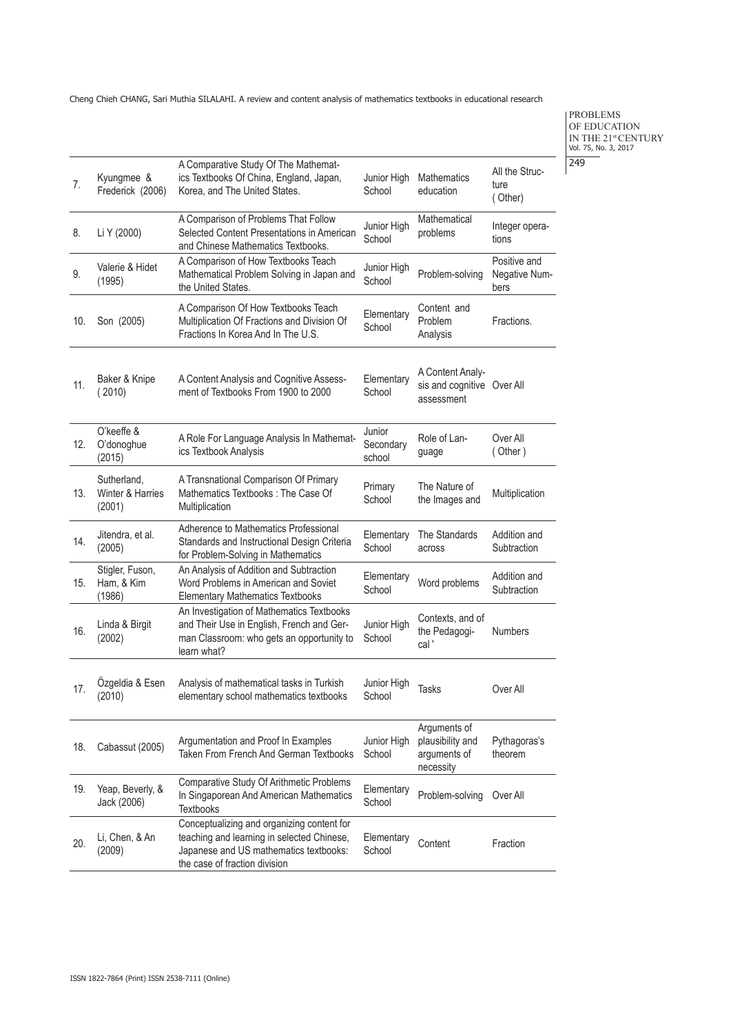| | | | | | |
|---|---|---|---|---|---|
| 7. | Kyungmee & Frederick (2006) | A Comparative Study Of The Mathematics Textbooks Of China, England, Japan, Korea, and The United States. | Junior High School | Mathematics education | All the Structure ( Other) |
| 8. | Li Y (2000) | A Comparison of Problems That Follow Selected Content Presentations in American and Chinese Mathematics Textbooks. | Junior High School | Mathematical problems | Integer operations |
| 9. | Valerie & Hidet (1995) | A Comparison of How Textbooks Teach Mathematical Problem Solving in Japan and the United States. | Junior High School | Problem-solving | Positive and Negative Numbers |
| 10. | Son (2005) | A Comparison Of How Textbooks Teach Multiplication Of Fractions and Division Of Fractions In Korea And In The U.S. | Elementary School | Content and Problem Analysis | Fractions. |
| 11. | Baker & Knipe ( 2010) | A Content Analysis and Cognitive Assessment of Textbooks From 1900 to 2000 | Elementary School | A Content Analysis and cognitive assessment | Over All |
| 12. | O'keeffe & O'donoghue (2015) | A Role For Language Analysis In Mathematics Textbook Analysis | Junior Secondary school | Role of Language | Over All ( Other ) |
| 13. | Sutherland, Winter & Harries (2001) | A Transnational Comparison Of Primary Mathematics Textbooks : The Case Of Multiplication | Primary School | The Nature of the Images and | Multiplication |
| 14. | Jitendra, et al. (2005) | Adherence to Mathematics Professional Standards and Instructional Design Criteria for Problem-Solving in Mathematics | Elementary School | The Standards across | Addition and Subtraction |
| 15. | Stigler, Fuson, Ham, & Kim (1986) | An Analysis of Addition and Subtraction Word Problems in American and Soviet Elementary Mathematics Textbooks | Elementary School | Word problems | Addition and Subtraction |
| 16. | Linda & Birgit (2002) | An Investigation of Mathematics Textbooks and Their Use in English, French and German Classroom: who gets an opportunity to learn what? | Junior High School | Contexts, and of the Pedagogical ' | Numbers |
| 17. | Özgeldia & Esen (2010) | Analysis of mathematical tasks in Turkish elementary school mathematics textbooks | Junior High School | Tasks | Over All |
| 18. | Cabassut (2005) | Argumentation and Proof In Examples Taken From French And German Textbooks | Junior High School | Arguments of plausibility and arguments of necessity | Pythagoras's theorem |
| 19. | Yeap, Beverly, & Jack (2006) | Comparative Study Of Arithmetic Problems In Singaporean And American Mathematics Textbooks | Elementary School | Problem-solving | Over All |
| 20. | Li, Chen, & An (2009) | Conceptualizing and organizing content for teaching and learning in selected Chinese, Japanese and US mathematics textbooks: the case of fraction division | Elementary School | Content | Fraction |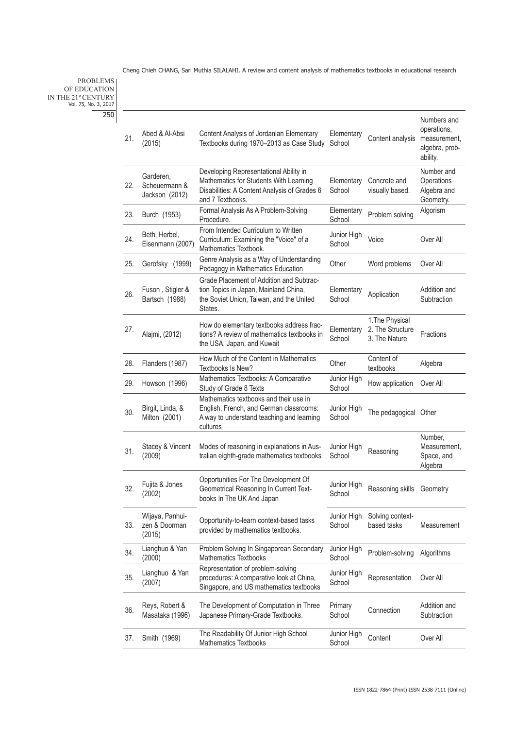| 21. | Abed & Al-Absi (2015) | Content Analysis of Jordanian Elementary Textbooks during 1970–2013 as Case Study | Elementary School | Content analysis | Numbers and operations, measurement, algebra, probability. |
|---|---|---|---|---|---|
| 22. | Garderen, Scheuermann & Jackson (2012) | Developing Representational Ability in Mathematics for Students With Learning Disabilities: A Content Analysis of Grades 6 and 7 Textbooks. | Elementary School | Concrete and visually based. | Number and Operations Algebra and Geometry. |
| 23. | Burch (1953) | Formal Analysis As A Problem-Solving Procedure. | Elementary School | Problem solving | Algorism |
| 24. | Beth, Herbel, Eisenmann (2007) | From Intended Curriculum to Written Curriculum: Examining the "Voice" of a Mathematics Textbook. | Junior High School | Voice | Over All |
| 25. | Gerofsky (1999) | Genre Analysis as a Way of Understanding Pedagogy in Mathematics Education | Other | Word problems | Over All |
| 26. | Fuson , Stigler & Bartsch (1988) | Grade Placement of Addition and Subtraction Topics in Japan, Mainland China, the Soviet Union, Taiwan, and the United States. | Elementary School | Application | Addition and Subtraction |
| 27. | Alajmi, (2012) | How do elementary textbooks address fractions? A review of mathematics textbooks in the USA, Japan, and Kuwait | Elementary School | 1.The Physical 2. The Structure 3. The Nature | Fractions |
| 28. | Flanders (1987) | How Much of the Content in Mathematics Textbooks Is New? | Other | Content of textbooks | Algebra |
| 29. | Howson (1996) | Mathematics Textbooks: A Comparative Study of Grade 8 Texts | Junior High School | How application | Over All |
| 30. | Birgit, Linda, & Milton (2001) | Mathematics textbooks and their use in English, French, and German classrooms: A way to understand teaching and learning cultures | Junior High School | The pedagogical | Other |
| 31. | Stacey & Vincent (2009) | Modes of reasoning in explanations in Australian eighth-grade mathematics textbooks | Junior High School | Reasoning | Number, Measurement, Space, and Algebra |
| 32. | Fujita & Jones (2002) | Opportunities For The Development Of Geometrical Reasoning In Current Textbooks In The UK And Japan | Junior High School | Reasoning skills | Geometry |
| 33. | Wijaya, Panhuizen & Doorman (2015) | Opportunity-to-learn context-based tasks provided by mathematics textbooks. | Junior High School | Solving context-based tasks | Measurement |
| 34. | Lianghuo & Yan (2000) | Problem Solving In Singaporean Secondary Mathematics Textbooks | Junior High School | Problem-solving | Algorithms |
| 35. | Lianghuo & Yan (2007) | Representation of problem-solving procedures: A comparative look at China, Singapore, and US mathematics textbooks | Junior High School | Representation | Over All |
| 36. | Reys, Robert & Masataka (1996) | The Development of Computation in Three Japanese Primary-Grade Textbooks. | Primary School | Connection | Addition and Subtraction |
| 37. | Smith (1969) | The Readability Of Junior High School Mathematics Textbooks | Junior High School | Content | Over All |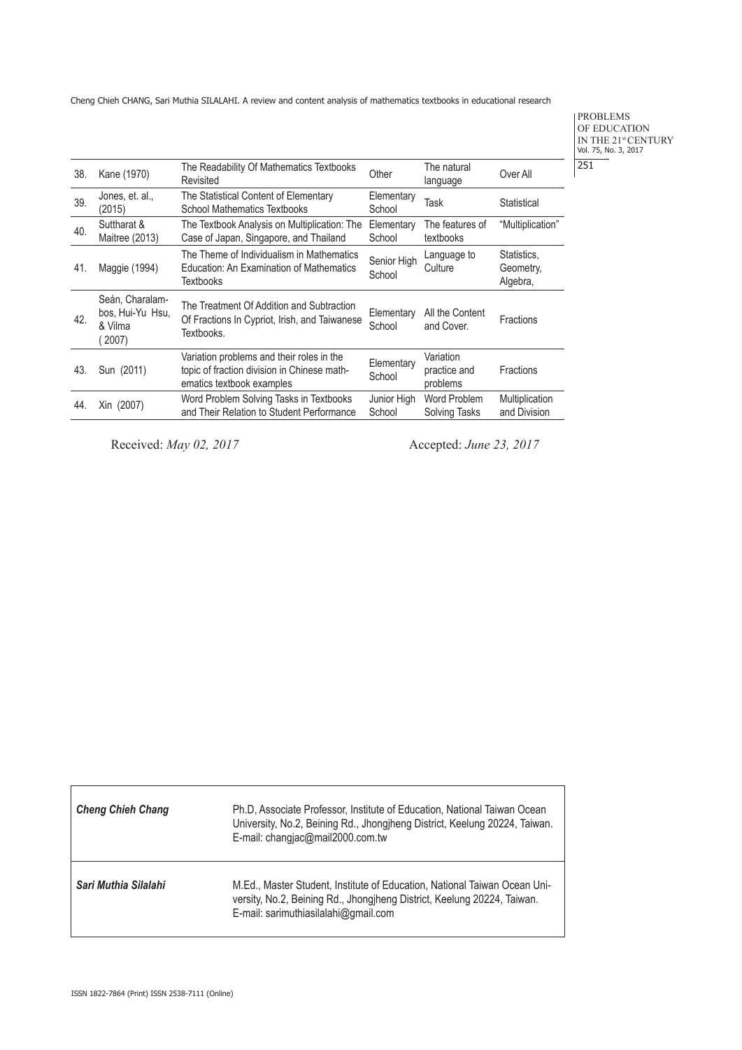| | | | | | |
|---|---|---|---|---|---|
| 38. | Kane (1970) | The Readability Of Mathematics Textbooks Revisited | Other | The natural language | Over All |
| 39. | Jones, et. al., (2015) | The Statistical Content of Elementary School Mathematics Textbooks | Elementary School | Task | Statistical |
| 40. | Suttharat & Maitree (2013) | The Textbook Analysis on Multiplication: The Case of Japan, Singapore, and Thailand | Elementary School | The features of textbooks | "Multiplication" |
| 41. | Maggie (1994) | The Theme of Individualism in Mathematics Education: An Examination of Mathematics Textbooks | Senior High School | Language to Culture | Statistics, Geometry, Algebra, |
| 42. | Seán, Charalambos, Hui-Yu Hsu, & Vilma ( 2007) | The Treatment Of Addition and Subtraction Of Fractions In Cypriot, Irish, and Taiwanese Textbooks. | Elementary School | All the Content and Cover. | Fractions |
| 43. | Sun (2011) | Variation problems and their roles in the topic of fraction division in Chinese mathematics textbook examples | Elementary School | Variation practice and problems | Fractions |
| 44. | Xin (2007) | Word Problem Solving Tasks in Textbooks and Their Relation to Student Performance | Junior High School | Word Problem Solving Tasks | Multiplication and Division |

Received: *May 02, 2017* Accepted: *June 23, 2017*

| | |
|---|---|
| ***Cheng Chieh Chang*** | Ph.D, Associate Professor, Institute of Education, National Taiwan Ocean University, No.2, Beining Rd., Jhongjheng District, Keelung 20224, Taiwan. E-mail: changjac@mail2000.com.tw |
| ***Sari Muthia Silalahi*** | M.Ed., Master Student, Institute of Education, National Taiwan Ocean University, No.2, Beining Rd., Jhongjheng District, Keelung 20224, Taiwan. E-mail: sarimuthiasilalahi@gmail.com |